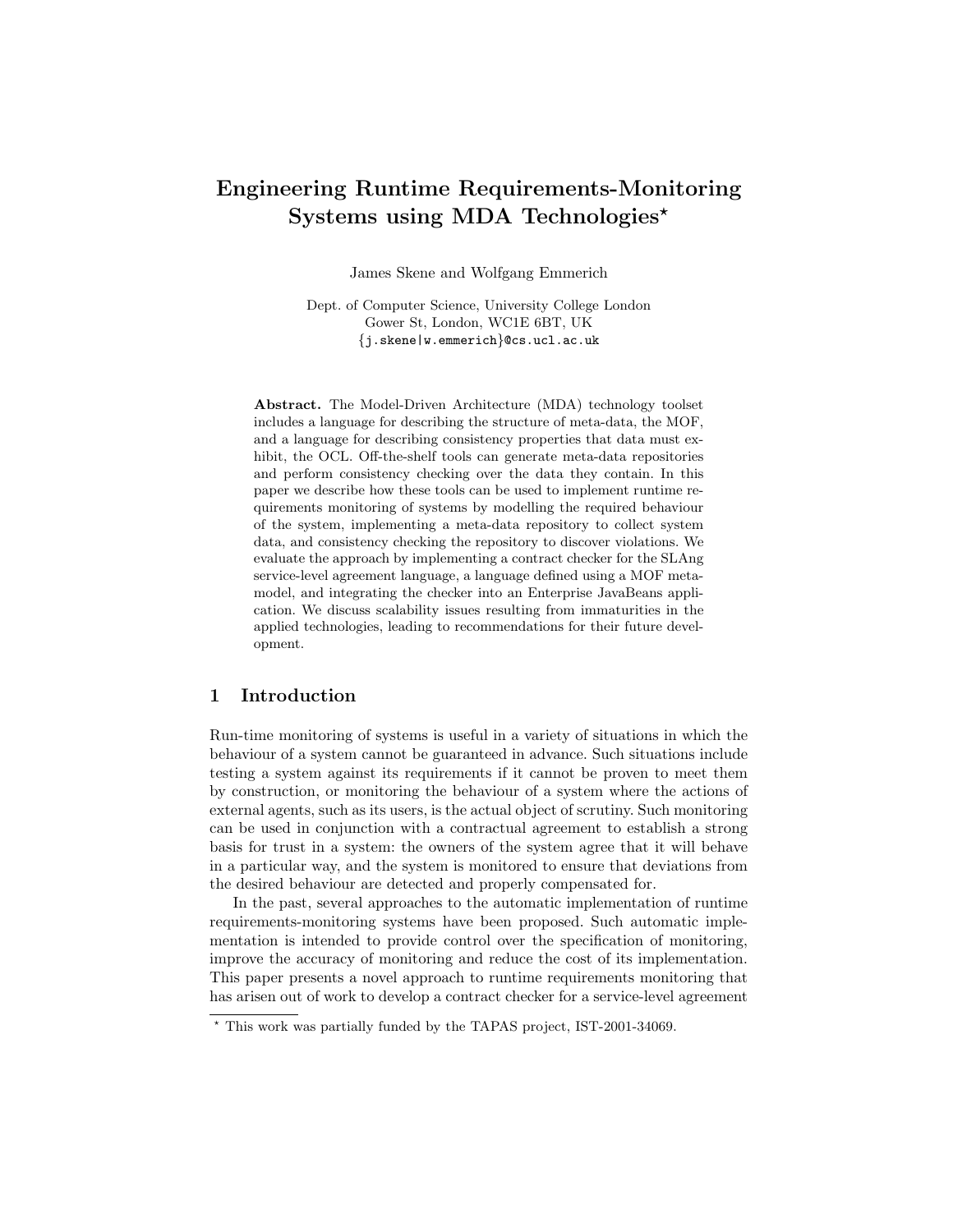# Engineering Runtime Requirements-Monitoring Systems using MDA Technologies*

James Skene and Wolfgang Emmerich

Dept. of Computer Science, University College London
Gower St, London, WC1E 6BT, UK
{j.skene|w.emmerich}@cs.ucl.ac.uk

**Abstract.** The Model-Driven Architecture (MDA) technology toolset includes a language for describing the structure of meta-data, the MOF, and a language for describing consistency properties that data must exhibit, the OCL. Off-the-shelf tools can generate meta-data repositories and perform consistency checking over the data they contain. In this paper we describe how these tools can be used to implement runtime requirements monitoring of systems by modelling the required behaviour of the system, implementing a meta-data repository to collect system data, and consistency checking the repository to discover violations. We evaluate the approach by implementing a contract checker for the SLAng service-level agreement language, a language defined using a MOF meta-model, and integrating the checker into an Enterprise JavaBeans application. We discuss scalability issues resulting from immaturities in the applied technologies, leading to recommendations for their future development.

## 1 Introduction

Run-time monitoring of systems is useful in a variety of situations in which the behaviour of a system cannot be guaranteed in advance. Such situations include testing a system against its requirements if it cannot be proven to meet them by construction, or monitoring the behaviour of a system where the actions of external agents, such as its users, is the actual object of scrutiny. Such monitoring can be used in conjunction with a contractual agreement to establish a strong basis for trust in a system: the owners of the system agree that it will behave in a particular way, and the system is monitored to ensure that deviations from the desired behaviour are detected and properly compensated for.

In the past, several approaches to the automatic implementation of runtime requirements-monitoring systems have been proposed. Such automatic implementation is intended to provide control over the specification of monitoring, improve the accuracy of monitoring and reduce the cost of its implementation. This paper presents a novel approach to runtime requirements monitoring that has arisen out of work to develop a contract checker for a service-level agreement

* This work was partially funded by the TAPAS project, IST-2001-34069.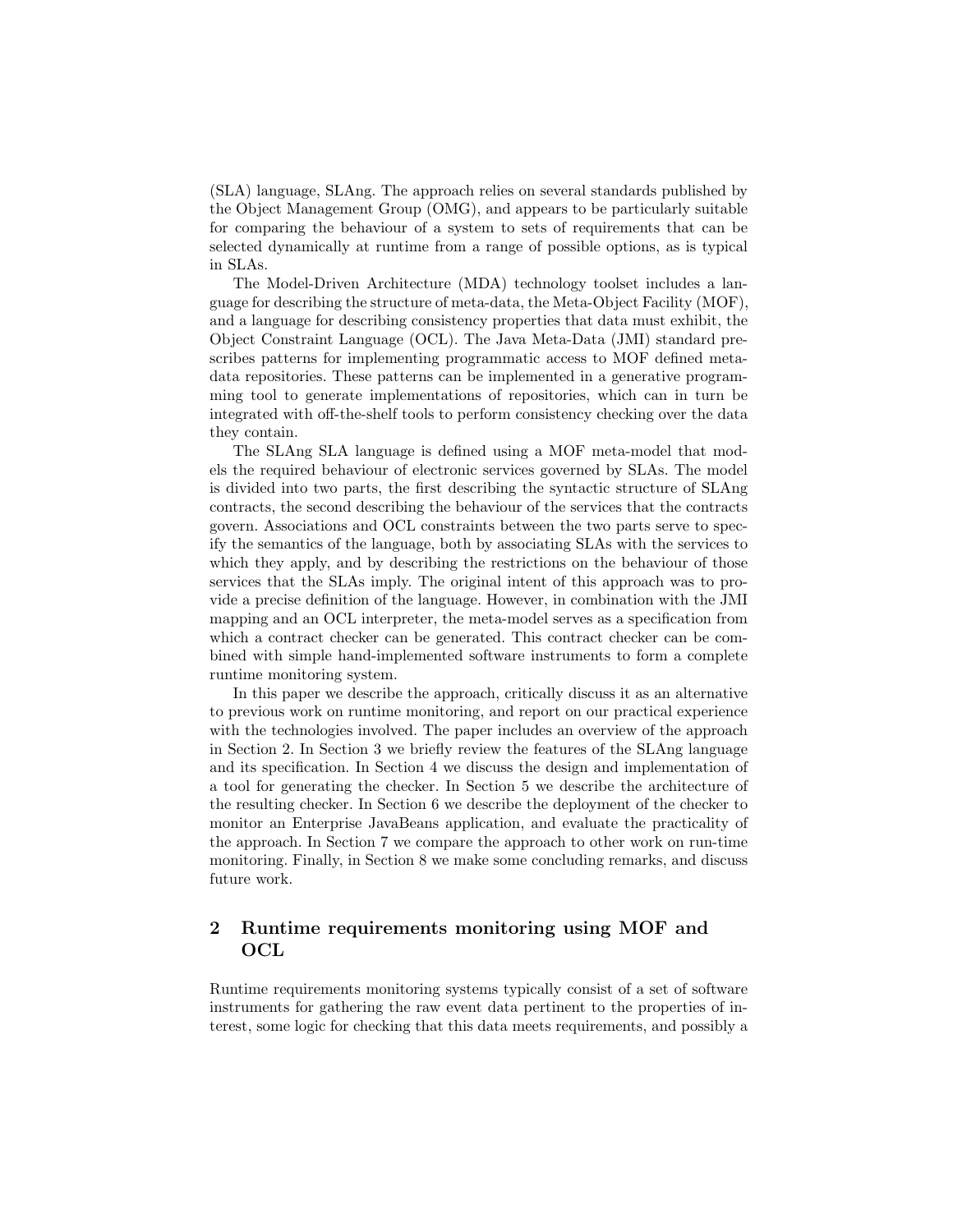(SLA) language, SLAng. The approach relies on several standards published by the Object Management Group (OMG), and appears to be particularly suitable for comparing the behaviour of a system to sets of requirements that can be selected dynamically at runtime from a range of possible options, as is typical in SLAs.

The Model-Driven Architecture (MDA) technology toolset includes a language for describing the structure of meta-data, the Meta-Object Facility (MOF), and a language for describing consistency properties that data must exhibit, the Object Constraint Language (OCL). The Java Meta-Data (JMI) standard prescribes patterns for implementing programmatic access to MOF defined meta-data repositories. These patterns can be implemented in a generative programming tool to generate implementations of repositories, which can in turn be integrated with off-the-shelf tools to perform consistency checking over the data they contain.

The SLAng SLA language is defined using a MOF meta-model that models the required behaviour of electronic services governed by SLAs. The model is divided into two parts, the first describing the syntactic structure of SLAng contracts, the second describing the behaviour of the services that the contracts govern. Associations and OCL constraints between the two parts serve to specify the semantics of the language, both by associating SLAs with the services to which they apply, and by describing the restrictions on the behaviour of those services that the SLAs imply. The original intent of this approach was to provide a precise definition of the language. However, in combination with the JMI mapping and an OCL interpreter, the meta-model serves as a specification from which a contract checker can be generated. This contract checker can be combined with simple hand-implemented software instruments to form a complete runtime monitoring system.

In this paper we describe the approach, critically discuss it as an alternative to previous work on runtime monitoring, and report on our practical experience with the technologies involved. The paper includes an overview of the approach in Section 2. In Section 3 we briefly review the features of the SLAng language and its specification. In Section 4 we discuss the design and implementation of a tool for generating the checker. In Section 5 we describe the architecture of the resulting checker. In Section 6 we describe the deployment of the checker to monitor an Enterprise JavaBeans application, and evaluate the practicality of the approach. In Section 7 we compare the approach to other work on run-time monitoring. Finally, in Section 8 we make some concluding remarks, and discuss future work.

## 2 Runtime requirements monitoring using MOF and OCL

Runtime requirements monitoring systems typically consist of a set of software instruments for gathering the raw event data pertinent to the properties of interest, some logic for checking that this data meets requirements, and possibly a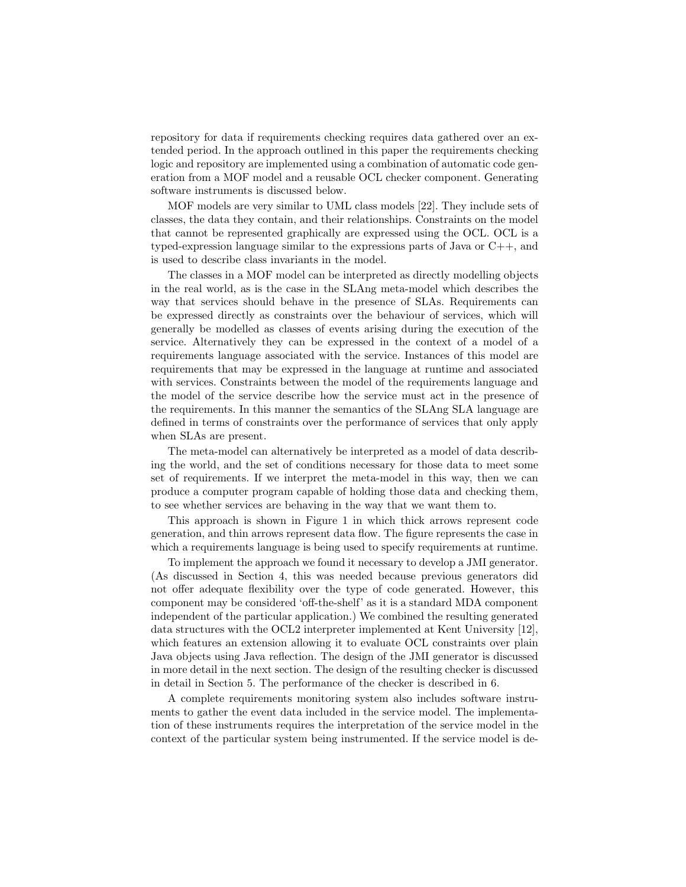repository for data if requirements checking requires data gathered over an extended period. In the approach outlined in this paper the requirements checking logic and repository are implemented using a combination of automatic code generation from a MOF model and a reusable OCL checker component. Generating software instruments is discussed below.

MOF models are very similar to UML class models [22]. They include sets of classes, the data they contain, and their relationships. Constraints on the model that cannot be represented graphically are expressed using the OCL. OCL is a typed-expression language similar to the expressions parts of Java or C++, and is used to describe class invariants in the model.

The classes in a MOF model can be interpreted as directly modelling objects in the real world, as is the case in the SLAng meta-model which describes the way that services should behave in the presence of SLAs. Requirements can be expressed directly as constraints over the behaviour of services, which will generally be modelled as classes of events arising during the execution of the service. Alternatively they can be expressed in the context of a model of a requirements language associated with the service. Instances of this model are requirements that may be expressed in the language at runtime and associated with services. Constraints between the model of the requirements language and the model of the service describe how the service must act in the presence of the requirements. In this manner the semantics of the SLAng SLA language are defined in terms of constraints over the performance of services that only apply when SLAs are present.

The meta-model can alternatively be interpreted as a model of data describing the world, and the set of conditions necessary for those data to meet some set of requirements. If we interpret the meta-model in this way, then we can produce a computer program capable of holding those data and checking them, to see whether services are behaving in the way that we want them to.

This approach is shown in Figure 1 in which thick arrows represent code generation, and thin arrows represent data flow. The figure represents the case in which a requirements language is being used to specify requirements at runtime.

To implement the approach we found it necessary to develop a JMI generator. (As discussed in Section 4, this was needed because previous generators did not offer adequate flexibility over the type of code generated. However, this component may be considered 'off-the-shelf' as it is a standard MDA component independent of the particular application.) We combined the resulting generated data structures with the OCL2 interpreter implemented at Kent University [12], which features an extension allowing it to evaluate OCL constraints over plain Java objects using Java reflection. The design of the JMI generator is discussed in more detail in the next section. The design of the resulting checker is discussed in detail in Section 5. The performance of the checker is described in 6.

A complete requirements monitoring system also includes software instruments to gather the event data included in the service model. The implementation of these instruments requires the interpretation of the service model in the context of the particular system being instrumented. If the service model is de-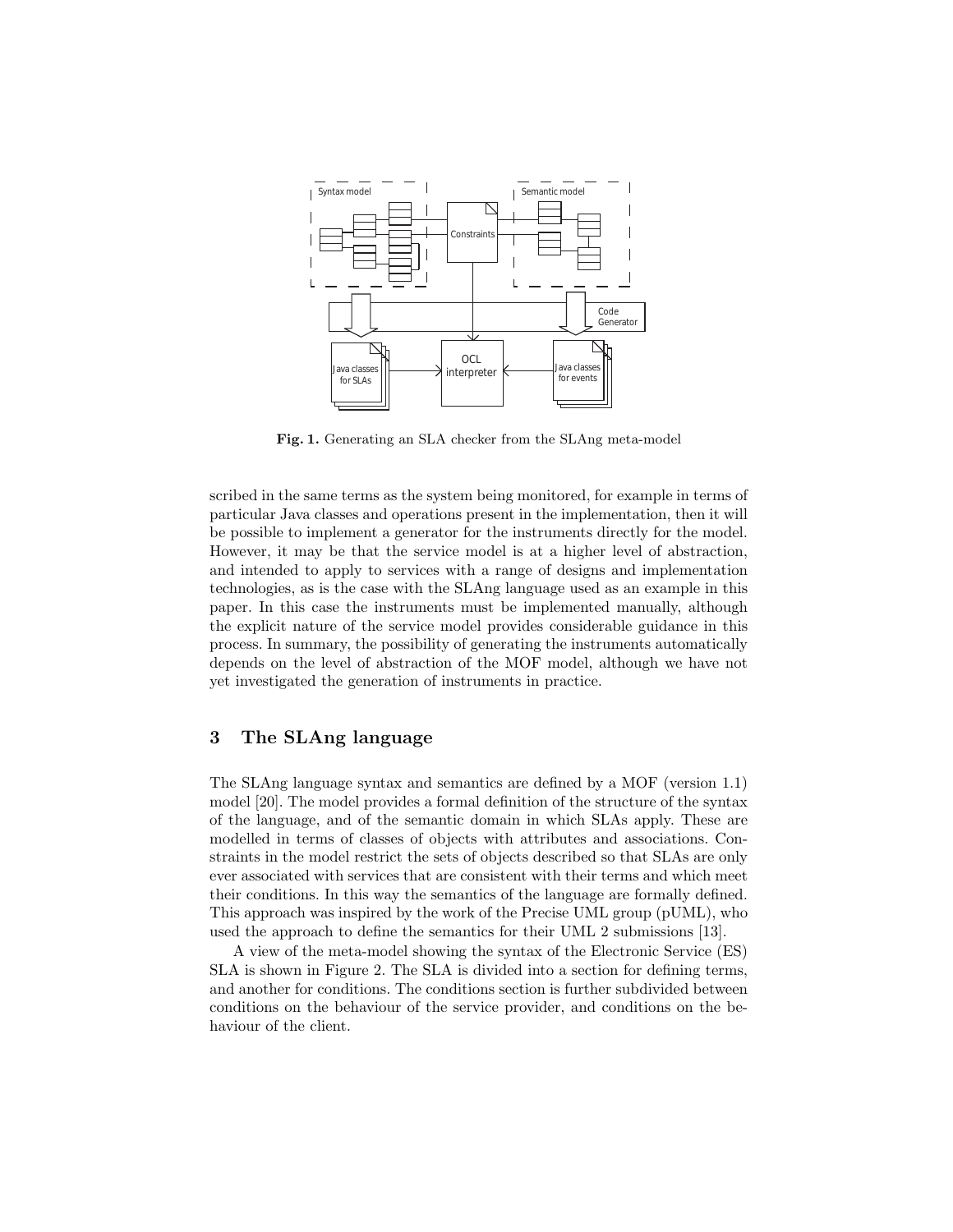Syntax model

Semantic model

Constraints

Code Generator

Java classes for SLAs

OCL interpreter

Java classes for events

**Fig. 1.** Generating an SLA checker from the SLAng meta-model

scribed in the same terms as the system being monitored, for example in terms of particular Java classes and operations present in the implementation, then it will be possible to implement a generator for the instruments directly for the model. However, it may be that the service model is at a higher level of abstraction, and intended to apply to services with a range of designs and implementation technologies, as is the case with the SLAng language used as an example in this paper. In this case the instruments must be implemented manually, although the explicit nature of the service model provides considerable guidance in this process. In summary, the possibility of generating the instruments automatically depends on the level of abstraction of the MOF model, although we have not yet investigated the generation of instruments in practice.

## 3 The SLAng language

The SLAng language syntax and semantics are defined by a MOF (version 1.1) model [20]. The model provides a formal definition of the structure of the syntax of the language, and of the semantic domain in which SLAs apply. These are modelled in terms of classes of objects with attributes and associations. Constraints in the model restrict the sets of objects described so that SLAs are only ever associated with services that are consistent with their terms and which meet their conditions. In this way the semantics of the language are formally defined. This approach was inspired by the work of the Precise UML group (pUML), who used the approach to define the semantics for their UML 2 submissions [13].

A view of the meta-model showing the syntax of the Electronic Service (ES) SLA is shown in Figure 2. The SLA is divided into a section for defining terms, and another for conditions. The conditions section is further subdivided between conditions on the behaviour of the service provider, and conditions on the behaviour of the client.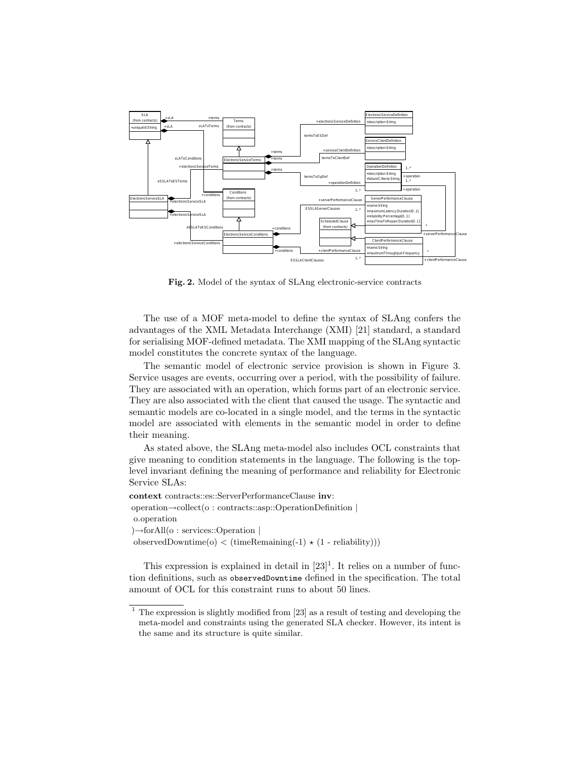Fig. 2. Model of the syntax of SLAng electronic-service contracts

The use of a MOF meta-model to define the syntax of SLAng confers the advantages of the XML Metadata Interchange (XMI) [21] standard, a standard for serialising MOF-defined metadata. The XMI mapping of the SLAng syntactic model constitutes the concrete syntax of the language.

The semantic model of electronic service provision is shown in Figure 3. Service usages are events, occurring over a period, with the possibility of failure. They are associated with an operation, which forms part of an electronic service. They are also associated with the client that caused the usage. The syntactic and semantic models are co-located in a single model, and the terms in the syntactic model are associated with elements in the semantic model in order to define their meaning.

As stated above, the SLAng meta-model also includes OCL constraints that give meaning to condition statements in the language. The following is the top-level invariant defining the meaning of performance and reliability for Electronic Service SLAs:

```
context contracts::es::ServerPerformanceClause inv:
operation→collect(o : contracts::asp::OperationDefinition |
 o.operation
)→forAll(o : services::Operation |
 observedDowntime(o) < (timeRemaining(-1) ⋆ (1 - reliability)))
```

This expression is explained in detail in [23][1]. It relies on a number of function definitions, such as `observedDowntime` defined in the specification. The total amount of OCL for this constraint runs to about 50 lines.

[1] The expression is slightly modified from [23] as a result of testing and developing the meta-model and constraints using the generated SLA checker. However, its intent is the same and its structure is quite similar.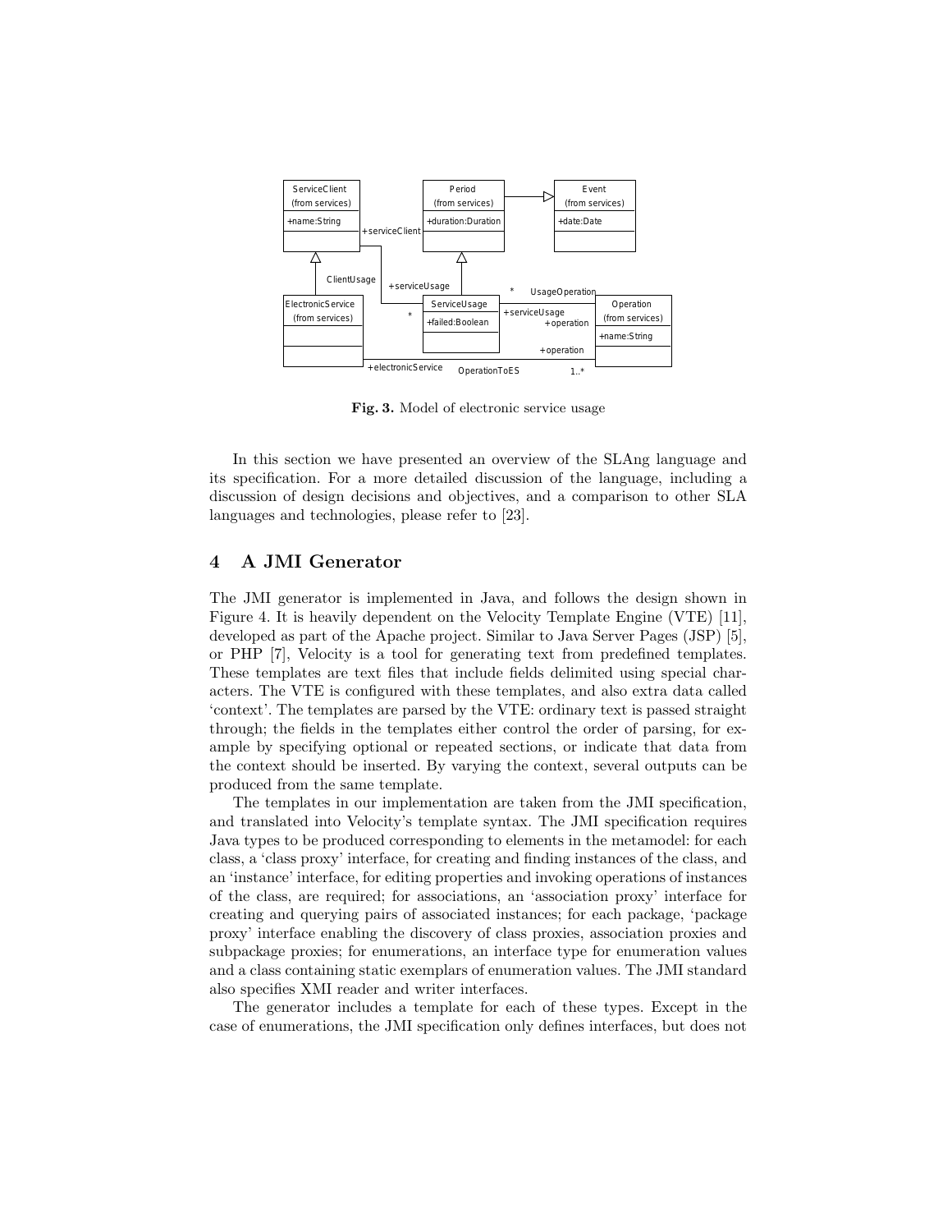ServiceClient
(from services)
+name:String

Period
(from services)
+duration:Duration

Event
(from services)
+date:Date

+serviceClient

ClientUsage

+serviceUsage

ElectronicService
(from services)

ServiceUsage
+failed:Boolean

*

*

UsageOperation

+serviceUsage

+operation

Operation
(from services)
+name:String

+operation

+electronicService

OperationToES

1..*

**Fig. 3.** Model of electronic service usage

In this section we have presented an overview of the SLAng language and its specification. For a more detailed discussion of the language, including a discussion of design decisions and objectives, and a comparison to other SLA languages and technologies, please refer to [23].

## 4 A JMI Generator

The JMI generator is implemented in Java, and follows the design shown in Figure 4. It is heavily dependent on the Velocity Template Engine (VTE) [11], developed as part of the Apache project. Similar to Java Server Pages (JSP) [5], or PHP [7], Velocity is a tool for generating text from predefined templates. These templates are text files that include fields delimited using special characters. The VTE is configured with these templates, and also extra data called 'context'. The templates are parsed by the VTE: ordinary text is passed straight through; the fields in the templates either control the order of parsing, for example by specifying optional or repeated sections, or indicate that data from the context should be inserted. By varying the context, several outputs can be produced from the same template.

The templates in our implementation are taken from the JMI specification, and translated into Velocity's template syntax. The JMI specification requires Java types to be produced corresponding to elements in the metamodel: for each class, a 'class proxy' interface, for creating and finding instances of the class, and an 'instance' interface, for editing properties and invoking operations of instances of the class, are required; for associations, an 'association proxy' interface for creating and querying pairs of associated instances; for each package, 'package proxy' interface enabling the discovery of class proxies, association proxies and subpackage proxies; for enumerations, an interface type for enumeration values and a class containing static exemplars of enumeration values. The JMI standard also specifies XMI reader and writer interfaces.

The generator includes a template for each of these types. Except in the case of enumerations, the JMI specification only defines interfaces, but does not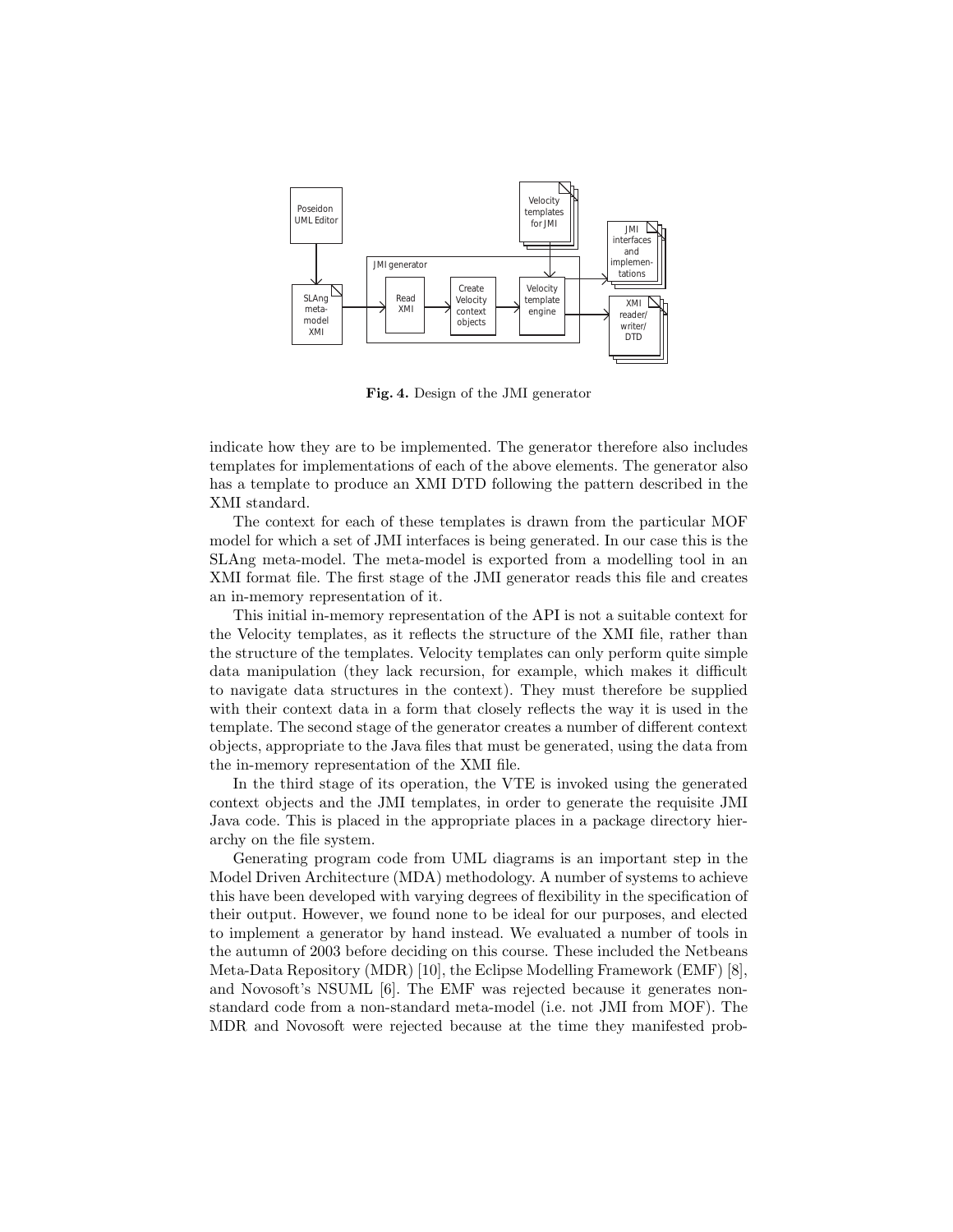Poseidon UML Editor

SLAng meta-model XMI

JMI generator

Read XMI

Create Velocity context objects

Velocity template engine

Velocity templates for JMI

JMI interfaces and implementations

XMI reader/ writer/ DTD

**Fig. 4.** Design of the JMI generator

indicate how they are to be implemented. The generator therefore also includes templates for implementations of each of the above elements. The generator also has a template to produce an XMI DTD following the pattern described in the XMI standard.

The context for each of these templates is drawn from the particular MOF model for which a set of JMI interfaces is being generated. In our case this is the SLAng meta-model. The meta-model is exported from a modelling tool in an XMI format file. The first stage of the JMI generator reads this file and creates an in-memory representation of it.

This initial in-memory representation of the API is not a suitable context for the Velocity templates, as it reflects the structure of the XMI file, rather than the structure of the templates. Velocity templates can only perform quite simple data manipulation (they lack recursion, for example, which makes it difficult to navigate data structures in the context). They must therefore be supplied with their context data in a form that closely reflects the way it is used in the template. The second stage of the generator creates a number of different context objects, appropriate to the Java files that must be generated, using the data from the in-memory representation of the XMI file.

In the third stage of its operation, the VTE is invoked using the generated context objects and the JMI templates, in order to generate the requisite JMI Java code. This is placed in the appropriate places in a package directory hierarchy on the file system.

Generating program code from UML diagrams is an important step in the Model Driven Architecture (MDA) methodology. A number of systems to achieve this have been developed with varying degrees of flexibility in the specification of their output. However, we found none to be ideal for our purposes, and elected to implement a generator by hand instead. We evaluated a number of tools in the autumn of 2003 before deciding on this course. These included the Netbeans Meta-Data Repository (MDR) [10], the Eclipse Modelling Framework (EMF) [8], and Novosoft's NSUML [6]. The EMF was rejected because it generates non-standard code from a non-standard meta-model (i.e. not JMI from MOF). The MDR and Novosoft were rejected because at the time they manifested prob-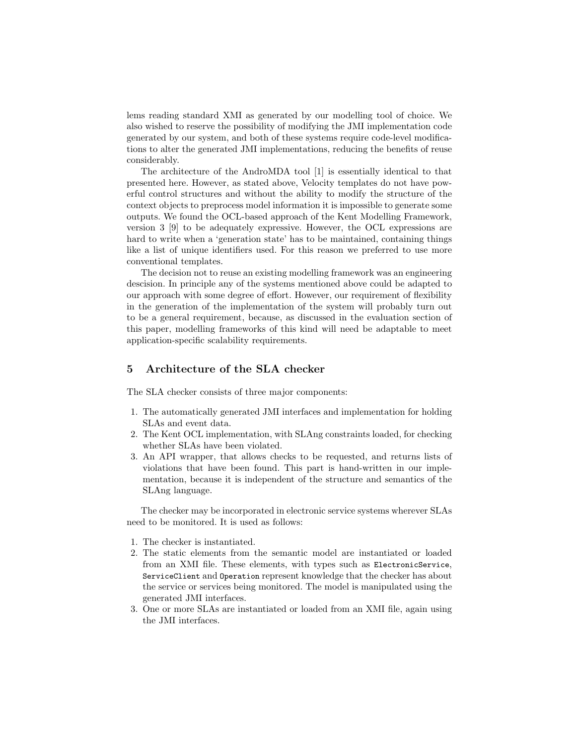lems reading standard XMI as generated by our modelling tool of choice. We also wished to reserve the possibility of modifying the JMI implementation code generated by our system, and both of these systems require code-level modifications to alter the generated JMI implementations, reducing the benefits of reuse considerably.

The architecture of the AndroMDA tool [1] is essentially identical to that presented here. However, as stated above, Velocity templates do not have powerful control structures and without the ability to modify the structure of the context objects to preprocess model information it is impossible to generate some outputs. We found the OCL-based approach of the Kent Modelling Framework, version 3 [9] to be adequately expressive. However, the OCL expressions are hard to write when a 'generation state' has to be maintained, containing things like a list of unique identifiers used. For this reason we preferred to use more conventional templates.

The decision not to reuse an existing modelling framework was an engineering descision. In principle any of the systems mentioned above could be adapted to our approach with some degree of effort. However, our requirement of flexibility in the generation of the implementation of the system will probably turn out to be a general requirement, because, as discussed in the evaluation section of this paper, modelling frameworks of this kind will need be adaptable to meet application-specific scalability requirements.

## 5 Architecture of the SLA checker

The SLA checker consists of three major components:

1. The automatically generated JMI interfaces and implementation for holding SLAs and event data.
2. The Kent OCL implementation, with SLAng constraints loaded, for checking whether SLAs have been violated.
3. An API wrapper, that allows checks to be requested, and returns lists of violations that have been found. This part is hand-written in our implementation, because it is independent of the structure and semantics of the SLAng language.

The checker may be incorporated in electronic service systems wherever SLAs need to be monitored. It is used as follows:

1. The checker is instantiated.
2. The static elements from the semantic model are instantiated or loaded from an XMI file. These elements, with types such as `ElectronicService`, `ServiceClient` and `Operation` represent knowledge that the checker has about the service or services being monitored. The model is manipulated using the generated JMI interfaces.
3. One or more SLAs are instantiated or loaded from an XMI file, again using the JMI interfaces.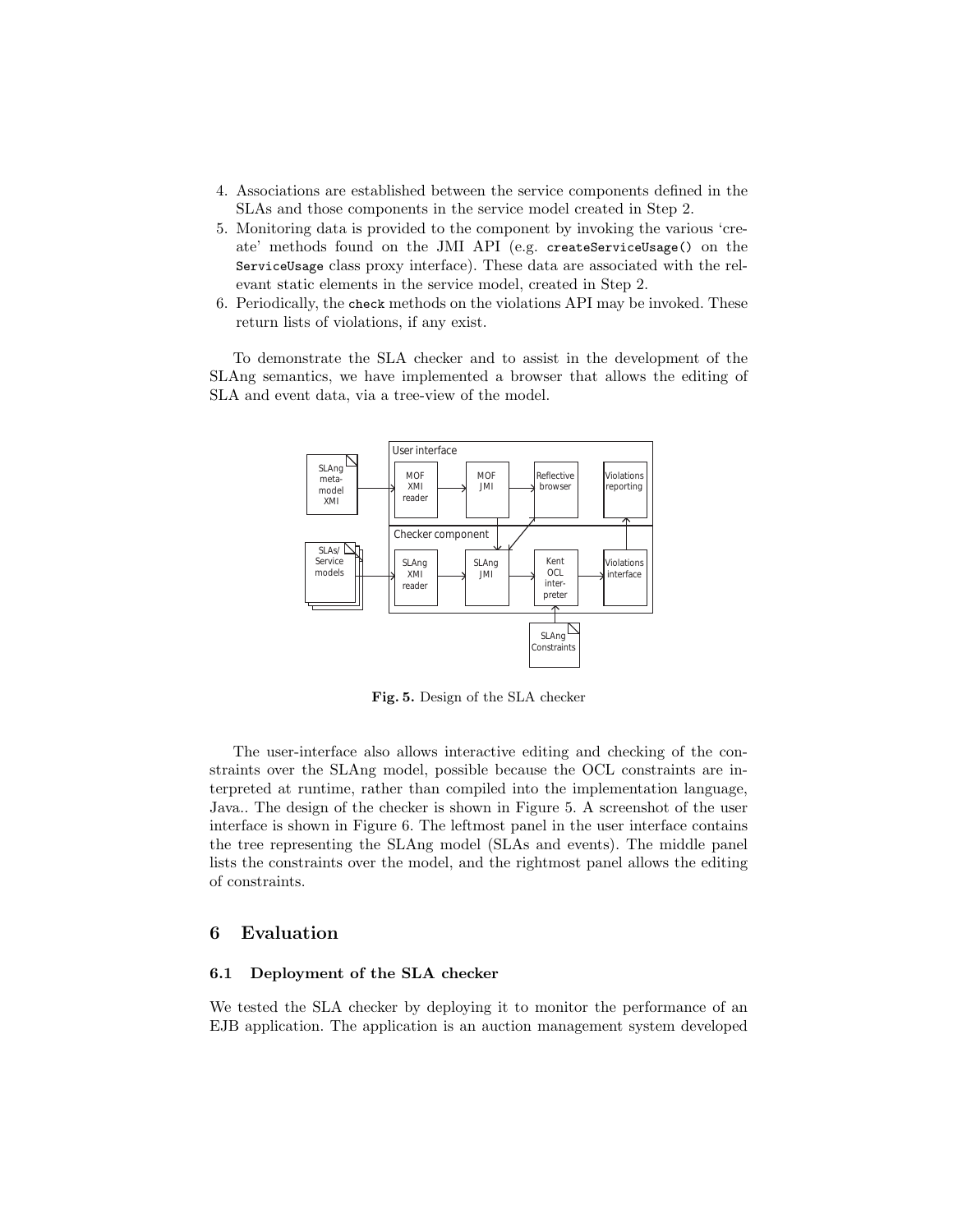4. Associations are established between the service components defined in the SLAs and those components in the service model created in Step 2.
5. Monitoring data is provided to the component by invoking the various 'create' methods found on the JMI API (e.g. `createServiceUsage()` on the `ServiceUsage` class proxy interface). These data are associated with the relevant static elements in the service model, created in Step 2.
6. Periodically, the `check` methods on the violations API may be invoked. These return lists of violations, if any exist.

To demonstrate the SLA checker and to assist in the development of the SLAng semantics, we have implemented a browser that allows the editing of SLA and event data, via a tree-view of the model.

**Fig. 5.** Design of the SLA checker

The user-interface also allows interactive editing and checking of the constraints over the SLAng model, possible because the OCL constraints are interpreted at runtime, rather than compiled into the implementation language, Java.. The design of the checker is shown in Figure 5. A screenshot of the user interface is shown in Figure 6. The leftmost panel in the user interface contains the tree representing the SLAng model (SLAs and events). The middle panel lists the constraints over the model, and the rightmost panel allows the editing of constraints.

## 6 Evaluation

### 6.1 Deployment of the SLA checker

We tested the SLA checker by deploying it to monitor the performance of an EJB application. The application is an auction management system developed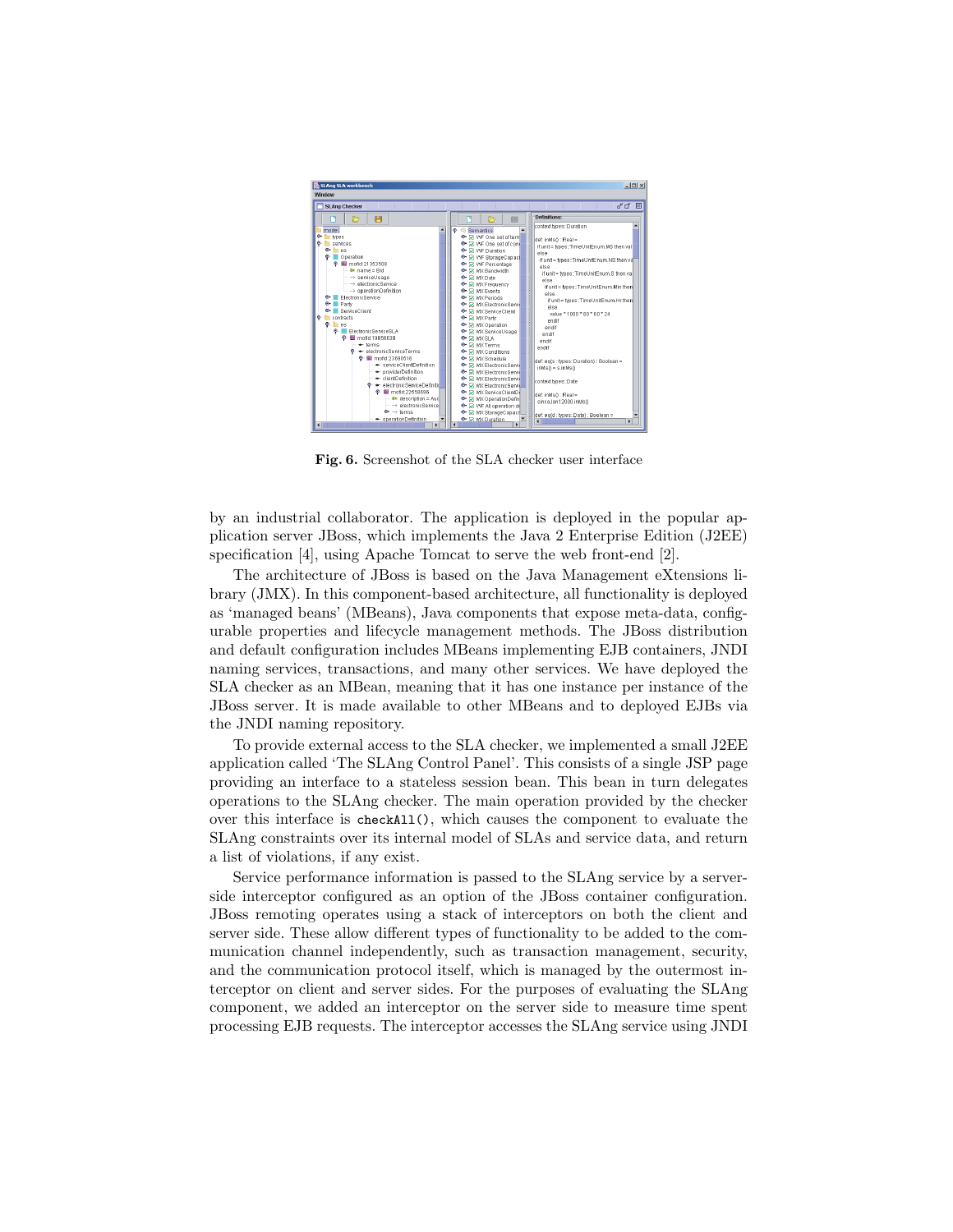**Fig. 6.** Screenshot of the SLA checker user interface

by an industrial collaborator. The application is deployed in the popular application server JBoss, which implements the Java 2 Enterprise Edition (J2EE) specification [4], using Apache Tomcat to serve the web front-end [2].

The architecture of JBoss is based on the Java Management eXtensions library (JMX). In this component-based architecture, all functionality is deployed as 'managed beans' (MBeans), Java components that expose meta-data, configurable properties and lifecycle management methods. The JBoss distribution and default configuration includes MBeans implementing EJB containers, JNDI naming services, transactions, and many other services. We have deployed the SLA checker as an MBean, meaning that it has one instance per instance of the JBoss server. It is made available to other MBeans and to deployed EJBs via the JNDI naming repository.

To provide external access to the SLA checker, we implemented a small J2EE application called 'The SLAng Control Panel'. This consists of a single JSP page providing an interface to a stateless session bean. This bean in turn delegates operations to the SLAng checker. The main operation provided by the checker over this interface is `checkAll()`, which causes the component to evaluate the SLAng constraints over its internal model of SLAs and service data, and return a list of violations, if any exist.

Service performance information is passed to the SLAng service by a server-side interceptor configured as an option of the JBoss container configuration. JBoss remoting operates using a stack of interceptors on both the client and server side. These allow different types of functionality to be added to the communication channel independently, such as transaction management, security, and the communication protocol itself, which is managed by the outermost interceptor on client and server sides. For the purposes of evaluating the SLAng component, we added an interceptor on the server side to measure time spent processing EJB requests. The interceptor accesses the SLAng service using JNDI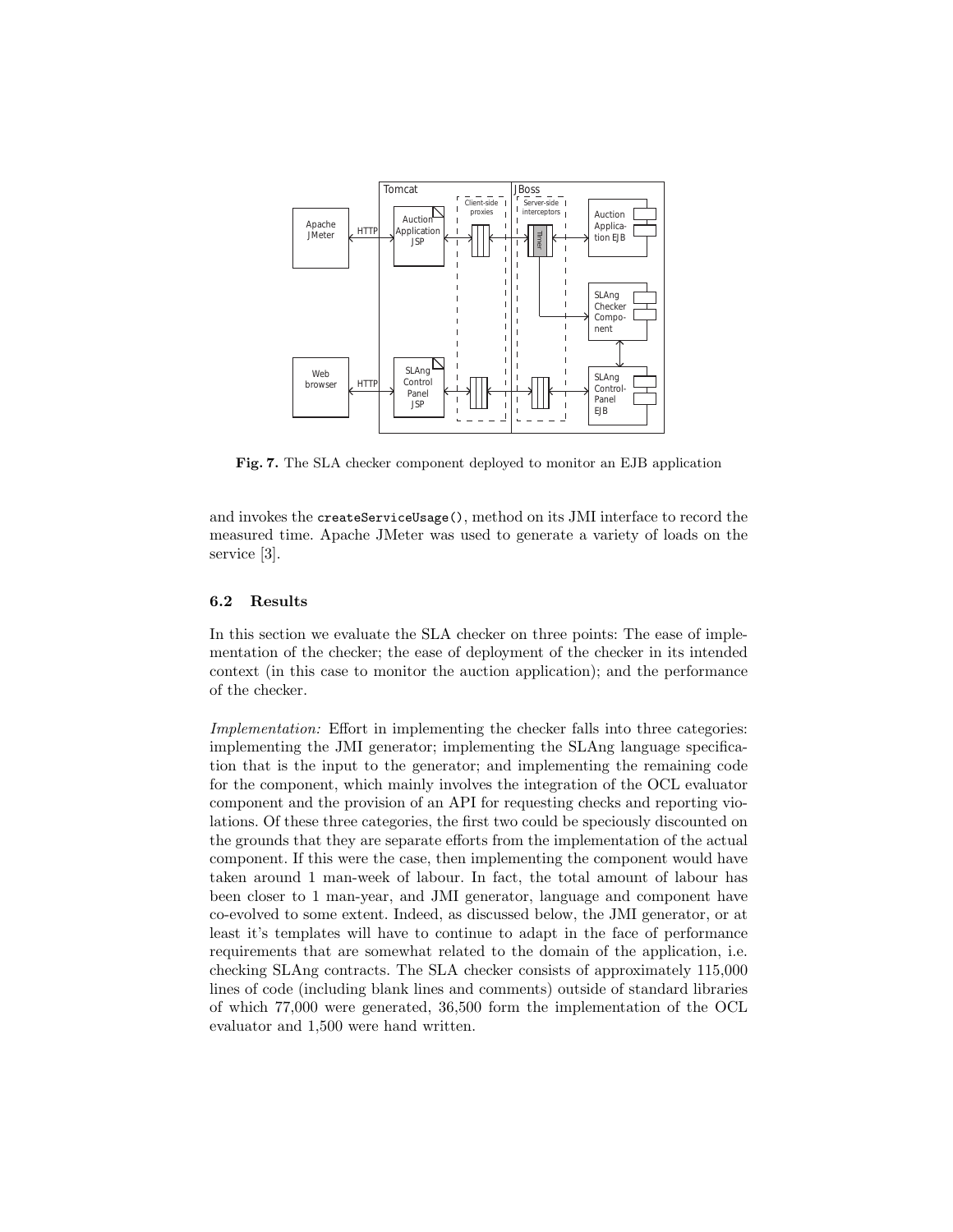Fig. 7. The SLA checker component deployed to monitor an EJB application

and invokes the `createServiceUsage()`, method on its JMI interface to record the measured time. Apache JMeter was used to generate a variety of loads on the service [3].

### 6.2 Results

In this section we evaluate the SLA checker on three points: The ease of implementation of the checker; the ease of deployment of the checker in its intended context (in this case to monitor the auction application); and the performance of the checker.

*Implementation:* Effort in implementing the checker falls into three categories: implementing the JMI generator; implementing the SLAng language specification that is the input to the generator; and implementing the remaining code for the component, which mainly involves the integration of the OCL evaluator component and the provision of an API for requesting checks and reporting violations. Of these three categories, the first two could be speciously discounted on the grounds that they are separate efforts from the implementation of the actual component. If this were the case, then implementing the component would have taken around 1 man-week of labour. In fact, the total amount of labour has been closer to 1 man-year, and JMI generator, language and component have co-evolved to some extent. Indeed, as discussed below, the JMI generator, or at least it's templates will have to continue to adapt in the face of performance requirements that are somewhat related to the domain of the application, i.e. checking SLAng contracts. The SLA checker consists of approximately 115,000 lines of code (including blank lines and comments) outside of standard libraries of which 77,000 were generated, 36,500 form the implementation of the OCL evaluator and 1,500 were hand written.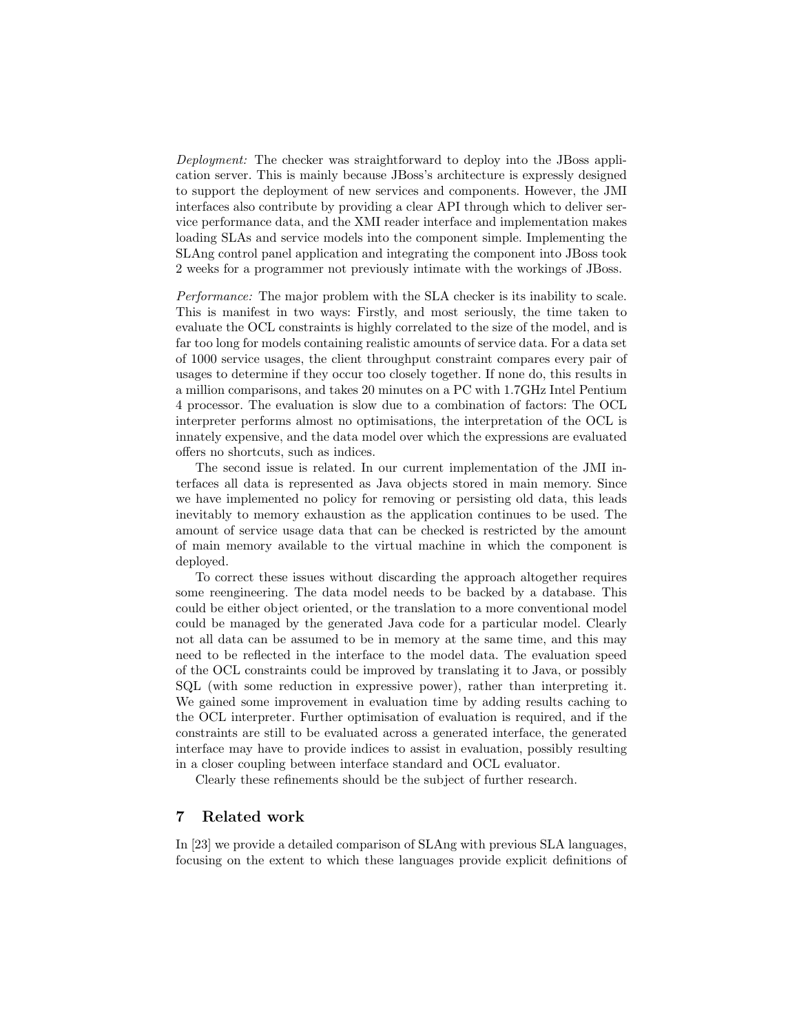*Deployment:* The checker was straightforward to deploy into the JBoss application server. This is mainly because JBoss's architecture is expressly designed to support the deployment of new services and components. However, the JMI interfaces also contribute by providing a clear API through which to deliver service performance data, and the XMI reader interface and implementation makes loading SLAs and service models into the component simple. Implementing the SLAng control panel application and integrating the component into JBoss took 2 weeks for a programmer not previously intimate with the workings of JBoss.

*Performance:* The major problem with the SLA checker is its inability to scale. This is manifest in two ways: Firstly, and most seriously, the time taken to evaluate the OCL constraints is highly correlated to the size of the model, and is far too long for models containing realistic amounts of service data. For a data set of 1000 service usages, the client throughput constraint compares every pair of usages to determine if they occur too closely together. If none do, this results in a million comparisons, and takes 20 minutes on a PC with 1.7GHz Intel Pentium 4 processor. The evaluation is slow due to a combination of factors: The OCL interpreter performs almost no optimisations, the interpretation of the OCL is innately expensive, and the data model over which the expressions are evaluated offers no shortcuts, such as indices.

The second issue is related. In our current implementation of the JMI interfaces all data is represented as Java objects stored in main memory. Since we have implemented no policy for removing or persisting old data, this leads inevitably to memory exhaustion as the application continues to be used. The amount of service usage data that can be checked is restricted by the amount of main memory available to the virtual machine in which the component is deployed.

To correct these issues without discarding the approach altogether requires some reengineering. The data model needs to be backed by a database. This could be either object oriented, or the translation to a more conventional model could be managed by the generated Java code for a particular model. Clearly not all data can be assumed to be in memory at the same time, and this may need to be reflected in the interface to the model data. The evaluation speed of the OCL constraints could be improved by translating it to Java, or possibly SQL (with some reduction in expressive power), rather than interpreting it. We gained some improvement in evaluation time by adding results caching to the OCL interpreter. Further optimisation of evaluation is required, and if the constraints are still to be evaluated across a generated interface, the generated interface may have to provide indices to assist in evaluation, possibly resulting in a closer coupling between interface standard and OCL evaluator.

Clearly these refinements should be the subject of further research.

## 7 Related work

In [23] we provide a detailed comparison of SLAng with previous SLA languages, focusing on the extent to which these languages provide explicit definitions of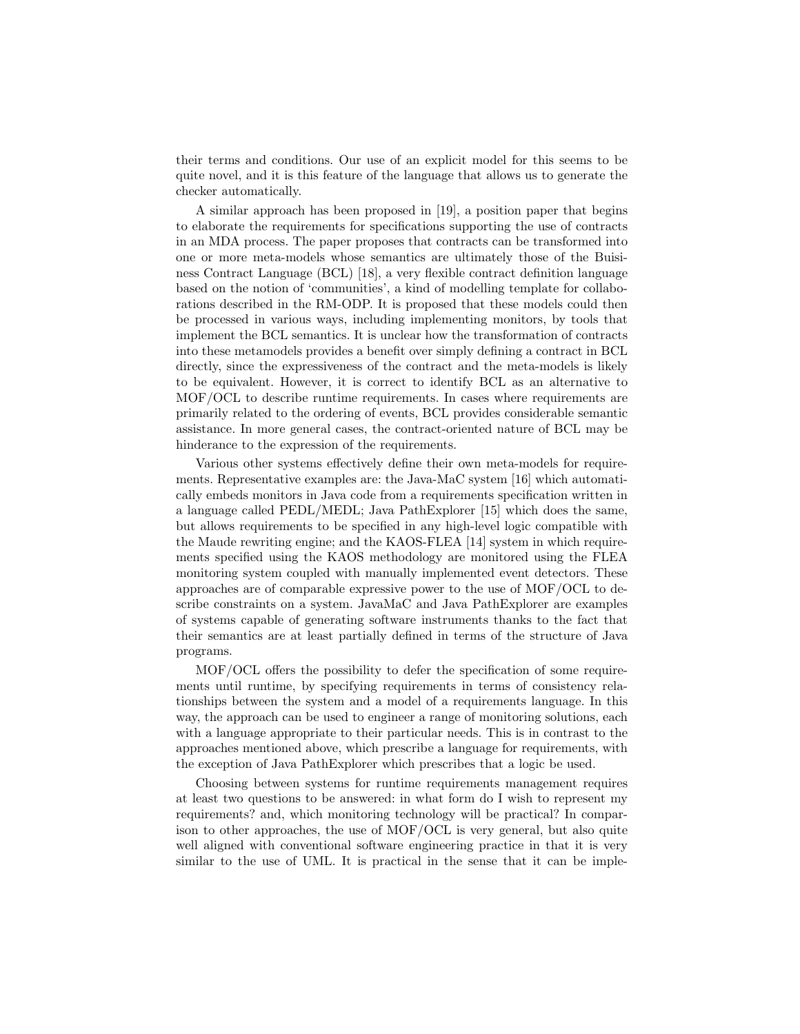their terms and conditions. Our use of an explicit model for this seems to be quite novel, and it is this feature of the language that allows us to generate the checker automatically.

A similar approach has been proposed in [19], a position paper that begins to elaborate the requirements for specifications supporting the use of contracts in an MDA process. The paper proposes that contracts can be transformed into one or more meta-models whose semantics are ultimately those of the Buisiness Contract Language (BCL) [18], a very flexible contract definition language based on the notion of 'communities', a kind of modelling template for collaborations described in the RM-ODP. It is proposed that these models could then be processed in various ways, including implementing monitors, by tools that implement the BCL semantics. It is unclear how the transformation of contracts into these metamodels provides a benefit over simply defining a contract in BCL directly, since the expressiveness of the contract and the meta-models is likely to be equivalent. However, it is correct to identify BCL as an alternative to MOF/OCL to describe runtime requirements. In cases where requirements are primarily related to the ordering of events, BCL provides considerable semantic assistance. In more general cases, the contract-oriented nature of BCL may be hinderance to the expression of the requirements.

Various other systems effectively define their own meta-models for requirements. Representative examples are: the Java-MaC system [16] which automatically embeds monitors in Java code from a requirements specification written in a language called PEDL/MEDL; Java PathExplorer [15] which does the same, but allows requirements to be specified in any high-level logic compatible with the Maude rewriting engine; and the KAOS-FLEA [14] system in which requirements specified using the KAOS methodology are monitored using the FLEA monitoring system coupled with manually implemented event detectors. These approaches are of comparable expressive power to the use of MOF/OCL to describe constraints on a system. JavaMaC and Java PathExplorer are examples of systems capable of generating software instruments thanks to the fact that their semantics are at least partially defined in terms of the structure of Java programs.

MOF/OCL offers the possibility to defer the specification of some requirements until runtime, by specifying requirements in terms of consistency relationships between the system and a model of a requirements language. In this way, the approach can be used to engineer a range of monitoring solutions, each with a language appropriate to their particular needs. This is in contrast to the approaches mentioned above, which prescribe a language for requirements, with the exception of Java PathExplorer which prescribes that a logic be used.

Choosing between systems for runtime requirements management requires at least two questions to be answered: in what form do I wish to represent my requirements? and, which monitoring technology will be practical? In comparison to other approaches, the use of MOF/OCL is very general, but also quite well aligned with conventional software engineering practice in that it is very similar to the use of UML. It is practical in the sense that it can be imple-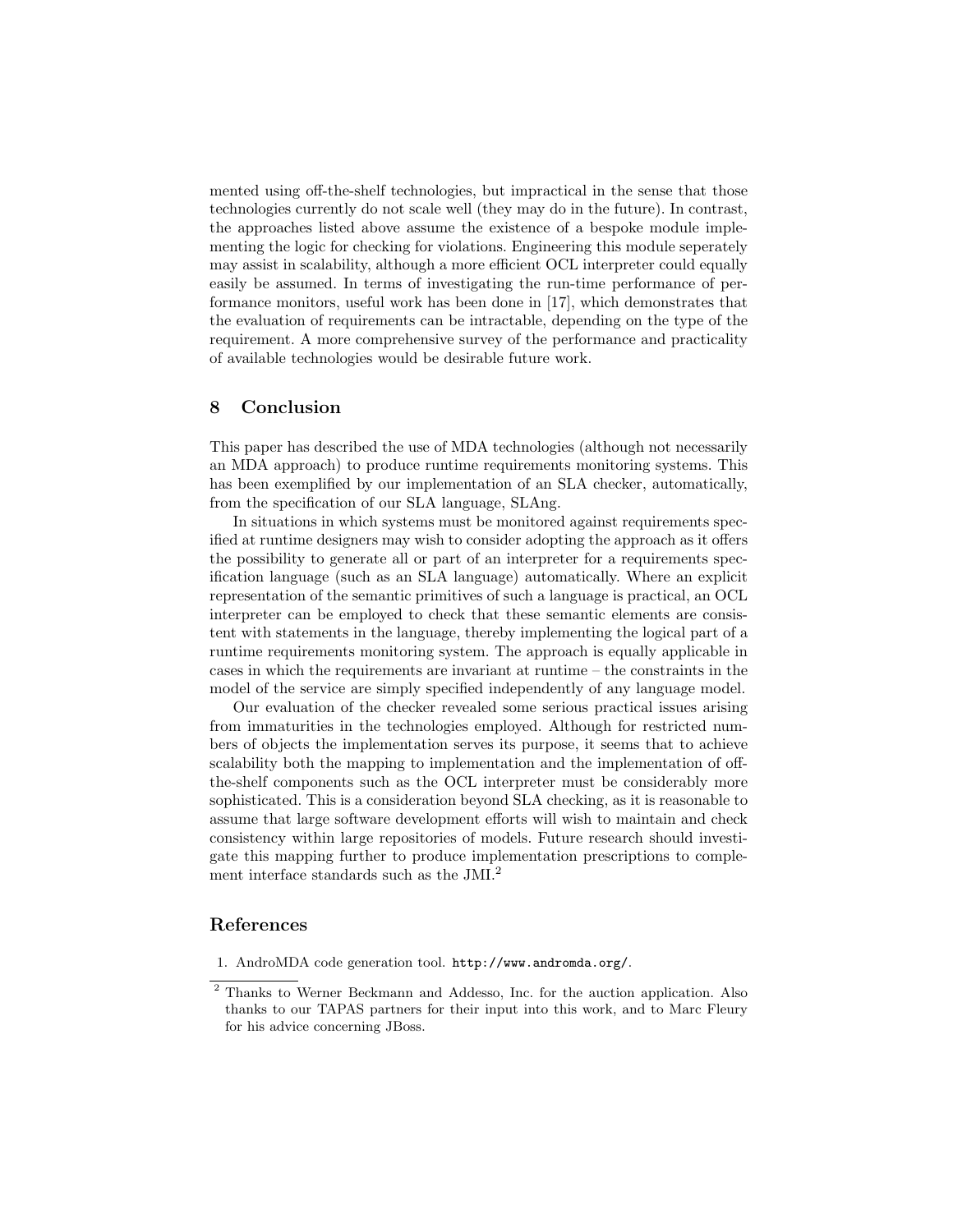mented using off-the-shelf technologies, but impractical in the sense that those technologies currently do not scale well (they may do in the future). In contrast, the approaches listed above assume the existence of a bespoke module implementing the logic for checking for violations. Engineering this module seperately may assist in scalability, although a more efficient OCL interpreter could equally easily be assumed. In terms of investigating the run-time performance of performance monitors, useful work has been done in [17], which demonstrates that the evaluation of requirements can be intractable, depending on the type of the requirement. A more comprehensive survey of the performance and practicality of available technologies would be desirable future work.

## 8 Conclusion

This paper has described the use of MDA technologies (although not necessarily an MDA approach) to produce runtime requirements monitoring systems. This has been exemplified by our implementation of an SLA checker, automatically, from the specification of our SLA language, SLAng.

In situations in which systems must be monitored against requirements specified at runtime designers may wish to consider adopting the approach as it offers the possibility to generate all or part of an interpreter for a requirements specification language (such as an SLA language) automatically. Where an explicit representation of the semantic primitives of such a language is practical, an OCL interpreter can be employed to check that these semantic elements are consistent with statements in the language, thereby implementing the logical part of a runtime requirements monitoring system. The approach is equally applicable in cases in which the requirements are invariant at runtime – the constraints in the model of the service are simply specified independently of any language model.

Our evaluation of the checker revealed some serious practical issues arising from immaturities in the technologies employed. Although for restricted numbers of objects the implementation serves its purpose, it seems that to achieve scalability both the mapping to implementation and the implementation of off-the-shelf components such as the OCL interpreter must be considerably more sophisticated. This is a consideration beyond SLA checking, as it is reasonable to assume that large software development efforts will wish to maintain and check consistency within large repositories of models. Future research should investigate this mapping further to produce implementation prescriptions to complement interface standards such as the JMI.[2]

## References

1. AndroMDA code generation tool. `http://www.andromda.org/`.

[2] Thanks to Werner Beckmann and Addesso, Inc. for the auction application. Also thanks to our TAPAS partners for their input into this work, and to Marc Fleury for his advice concerning JBoss.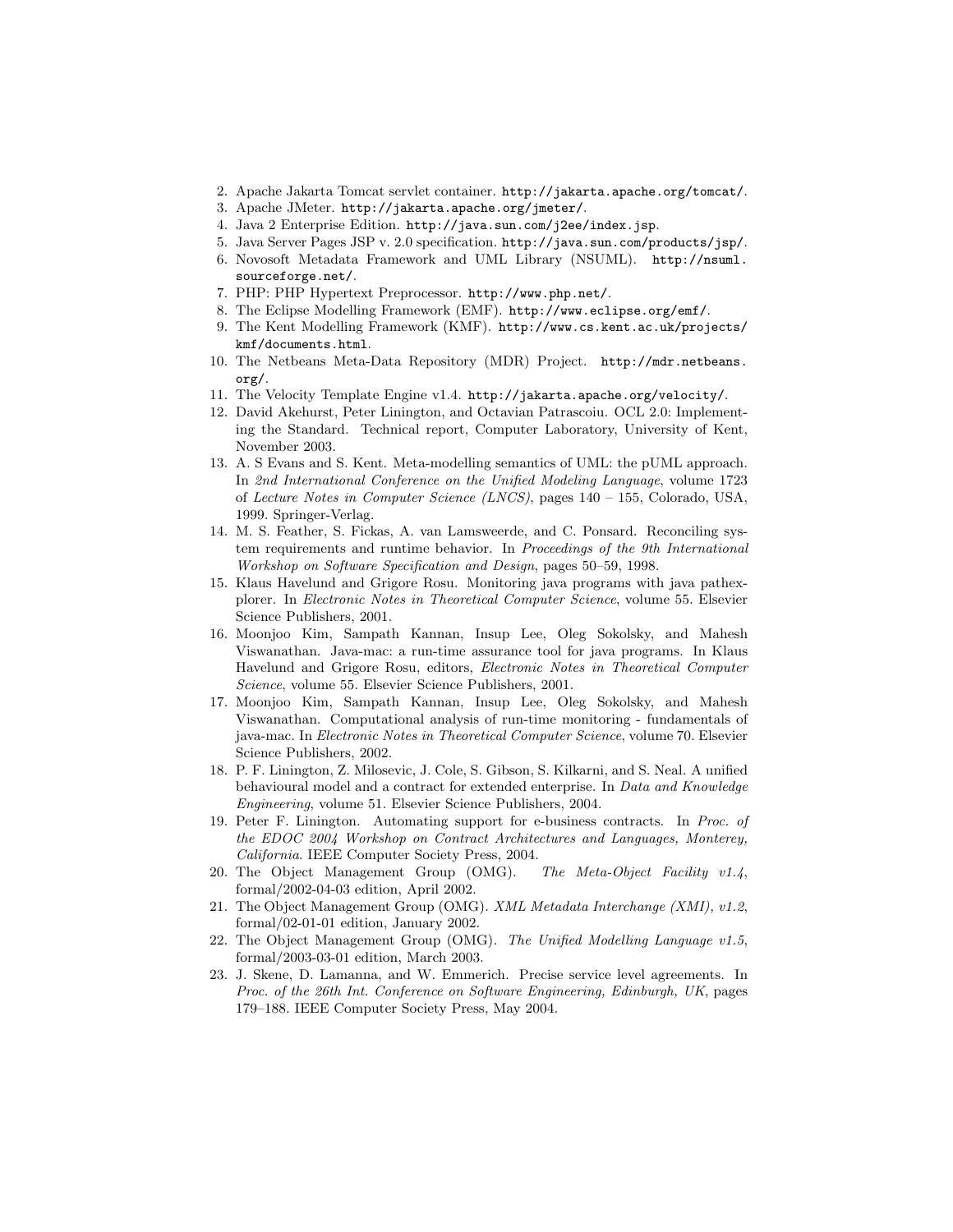2. Apache Jakarta Tomcat servlet container. `http://jakarta.apache.org/tomcat/`.
3. Apache JMeter. `http://jakarta.apache.org/jmeter/`.
4. Java 2 Enterprise Edition. `http://java.sun.com/j2ee/index.jsp`.
5. Java Server Pages JSP v. 2.0 specification. `http://java.sun.com/products/jsp/`.
6. Novosoft Metadata Framework and UML Library (NSUML). `http://nsuml.sourceforge.net/`.
7. PHP: PHP Hypertext Preprocessor. `http://www.php.net/`.
8. The Eclipse Modelling Framework (EMF). `http://www.eclipse.org/emf/`.
9. The Kent Modelling Framework (KMF). `http://www.cs.kent.ac.uk/projects/kmf/documents.html`.
10. The Netbeans Meta-Data Repository (MDR) Project. `http://mdr.netbeans.org/`.
11. The Velocity Template Engine v1.4. `http://jakarta.apache.org/velocity/`.
12. David Akehurst, Peter Linington, and Octavian Patrascoiu. OCL 2.0: Implementing the Standard. Technical report, Computer Laboratory, University of Kent, November 2003.
13. A. S Evans and S. Kent. Meta-modelling semantics of UML: the pUML approach. In *2nd International Conference on the Unified Modeling Language*, volume 1723 of *Lecture Notes in Computer Science (LNCS)*, pages 140 – 155, Colorado, USA, 1999. Springer-Verlag.
14. M. S. Feather, S. Fickas, A. van Lamsweerde, and C. Ponsard. Reconciling system requirements and runtime behavior. In *Proceedings of the 9th International Workshop on Software Specification and Design*, pages 50–59, 1998.
15. Klaus Havelund and Grigore Rosu. Monitoring java programs with java pathexplorer. In *Electronic Notes in Theoretical Computer Science*, volume 55. Elsevier Science Publishers, 2001.
16. Moonjoo Kim, Sampath Kannan, Insup Lee, Oleg Sokolsky, and Mahesh Viswanathan. Java-mac: a run-time assurance tool for java programs. In Klaus Havelund and Grigore Rosu, editors, *Electronic Notes in Theoretical Computer Science*, volume 55. Elsevier Science Publishers, 2001.
17. Moonjoo Kim, Sampath Kannan, Insup Lee, Oleg Sokolsky, and Mahesh Viswanathan. Computational analysis of run-time monitoring - fundamentals of java-mac. In *Electronic Notes in Theoretical Computer Science*, volume 70. Elsevier Science Publishers, 2002.
18. P. F. Linington, Z. Milosevic, J. Cole, S. Gibson, S. Kilkarni, and S. Neal. A unified behavioural model and a contract for extended enterprise. In *Data and Knowledge Engineering*, volume 51. Elsevier Science Publishers, 2004.
19. Peter F. Linington. Automating support for e-business contracts. In *Proc. of the EDOC 2004 Workshop on Contract Architectures and Languages, Monterey, California*. IEEE Computer Society Press, 2004.
20. The Object Management Group (OMG). *The Meta-Object Facility v1.4*, formal/2002-04-03 edition, April 2002.
21. The Object Management Group (OMG). *XML Metadata Interchange (XMI), v1.2*, formal/02-01-01 edition, January 2002.
22. The Object Management Group (OMG). *The Unified Modelling Language v1.5*, formal/2003-03-01 edition, March 2003.
23. J. Skene, D. Lamanna, and W. Emmerich. Precise service level agreements. In *Proc. of the 26th Int. Conference on Software Engineering, Edinburgh, UK*, pages 179–188. IEEE Computer Society Press, May 2004.